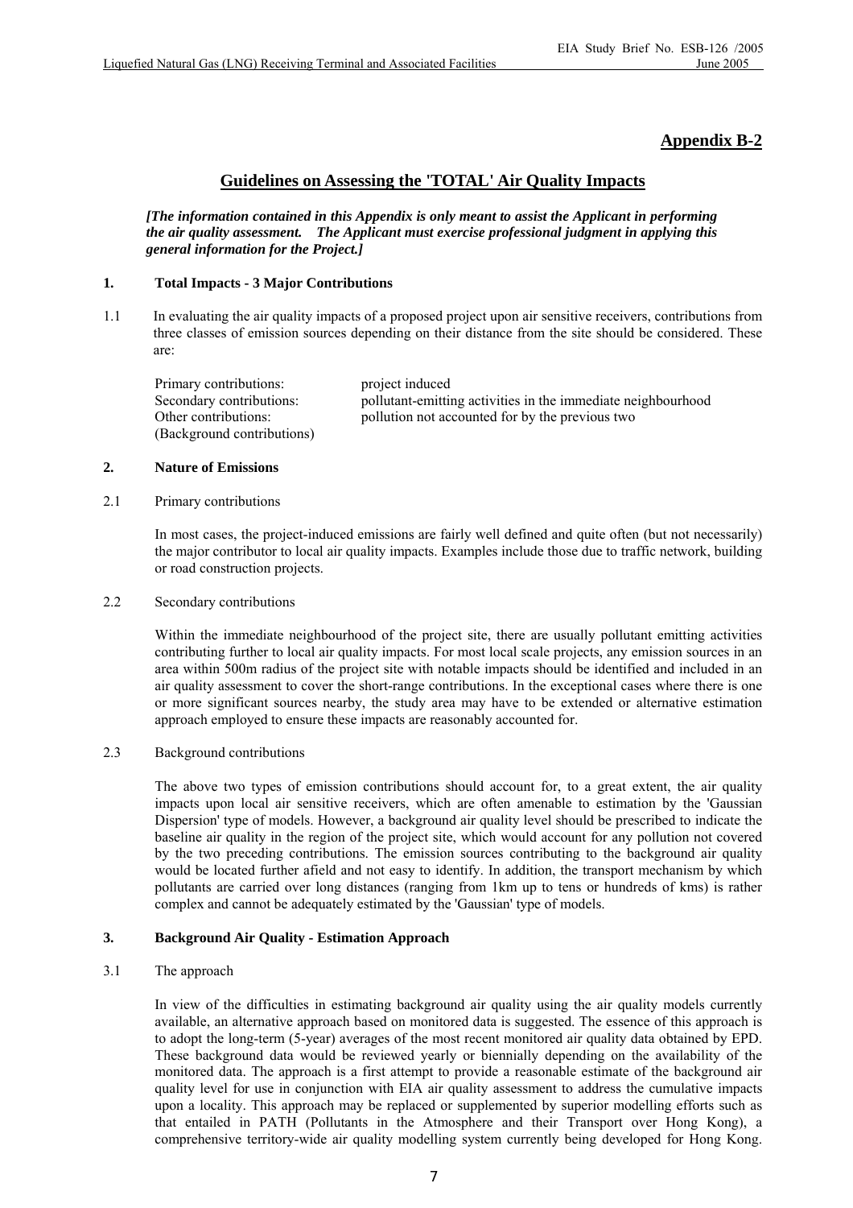**Appendix B-2**

## Guidelines on Assessing the 'TOTAL' Air Quality Impacts

***[The information contained in this Appendix is only meant to assist the Applicant in performing the air quality assessment. The Applicant must exercise professional judgment in applying this general information for the Project.]***

### 1. Total Impacts - 3 Major Contributions

1.1 In evaluating the air quality impacts of a proposed project upon air sensitive receivers, contributions from three classes of emission sources depending on their distance from the site should be considered. These are:

| | |
|---|---|
| Primary contributions: | project induced |
| Secondary contributions: | pollutant-emitting activities in the immediate neighbourhood |
| Other contributions: (Background contributions) | pollution not accounted for by the previous two |

### 2. Nature of Emissions

2.1 Primary contributions

In most cases, the project-induced emissions are fairly well defined and quite often (but not necessarily) the major contributor to local air quality impacts. Examples include those due to traffic network, building or road construction projects.

2.2 Secondary contributions

Within the immediate neighbourhood of the project site, there are usually pollutant emitting activities contributing further to local air quality impacts. For most local scale projects, any emission sources in an area within 500m radius of the project site with notable impacts should be identified and included in an air quality assessment to cover the short-range contributions. In the exceptional cases where there is one or more significant sources nearby, the study area may have to be extended or alternative estimation approach employed to ensure these impacts are reasonably accounted for.

2.3 Background contributions

The above two types of emission contributions should account for, to a great extent, the air quality impacts upon local air sensitive receivers, which are often amenable to estimation by the 'Gaussian Dispersion' type of models. However, a background air quality level should be prescribed to indicate the baseline air quality in the region of the project site, which would account for any pollution not covered by the two preceding contributions. The emission sources contributing to the background air quality would be located further afield and not easy to identify. In addition, the transport mechanism by which pollutants are carried over long distances (ranging from 1km up to tens or hundreds of kms) is rather complex and cannot be adequately estimated by the 'Gaussian' type of models.

### 3. Background Air Quality - Estimation Approach

3.1 The approach

In view of the difficulties in estimating background air quality using the air quality models currently available, an alternative approach based on monitored data is suggested. The essence of this approach is to adopt the long-term (5-year) averages of the most recent monitored air quality data obtained by EPD. These background data would be reviewed yearly or biennially depending on the availability of the monitored data. The approach is a first attempt to provide a reasonable estimate of the background air quality level for use in conjunction with EIA air quality assessment to address the cumulative impacts upon a locality. This approach may be replaced or supplemented by superior modelling efforts such as that entailed in PATH (Pollutants in the Atmosphere and their Transport over Hong Kong), a comprehensive territory-wide air quality modelling system currently being developed for Hong Kong.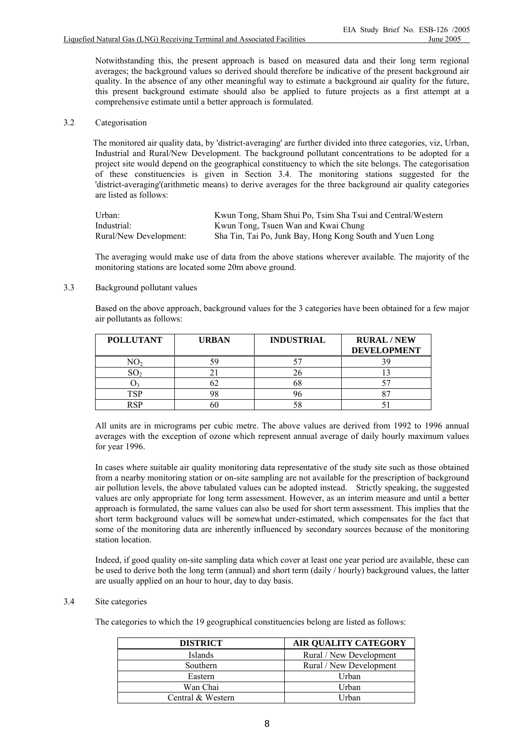Notwithstanding this, the present approach is based on measured data and their long term regional averages; the background values so derived should therefore be indicative of the present background air quality. In the absence of any other meaningful way to estimate a background air quality for the future, this present background estimate should also be applied to future projects as a first attempt at a comprehensive estimate until a better approach is formulated.

## 3.2 Categorisation

The monitored air quality data, by 'district-averaging' are further divided into three categories, viz, Urban, Industrial and Rural/New Development. The background pollutant concentrations to be adopted for a project site would depend on the geographical constituency to which the site belongs. The categorisation of these constituencies is given in Section 3.4. The monitoring stations suggested for the 'district-averaging'(arithmetic means) to derive averages for the three background air quality categories are listed as follows:

| | |
|---|---|
| Urban: | Kwun Tong, Sham Shui Po, Tsim Sha Tsui and Central/Western |
| Industrial: | Kwun Tong, Tsuen Wan and Kwai Chung |
| Rural/New Development: | Sha Tin, Tai Po, Junk Bay, Hong Kong South and Yuen Long |

The averaging would make use of data from the above stations wherever available. The majority of the monitoring stations are located some 20m above ground.

## 3.3 Background pollutant values

Based on the above approach, background values for the 3 categories have been obtained for a few major air pollutants as follows:

| POLLUTANT | URBAN | INDUSTRIAL | RURAL / NEW DEVELOPMENT |
|---|---|---|---|
| $NO_2$ | 59 | 57 | 39 |
| $SO_2$ | 21 | 26 | 13 |
| $O_3$ | 62 | 68 | 57 |
| TSP | 98 | 96 | 87 |
| RSP | 60 | 58 | 51 |

All units are in micrograms per cubic metre. The above values are derived from 1992 to 1996 annual averages with the exception of ozone which represent annual average of daily hourly maximum values for year 1996.

In cases where suitable air quality monitoring data representative of the study site such as those obtained from a nearby monitoring station or on-site sampling are not available for the prescription of background air pollution levels, the above tabulated values can be adopted instead. Strictly speaking, the suggested values are only appropriate for long term assessment. However, as an interim measure and until a better approach is formulated, the same values can also be used for short term assessment. This implies that the short term background values will be somewhat under-estimated, which compensates for the fact that some of the monitoring data are inherently influenced by secondary sources because of the monitoring station location.

Indeed, if good quality on-site sampling data which cover at least one year period are available, these can be used to derive both the long term (annual) and short term (daily / hourly) background values, the latter are usually applied on an hour to hour, day to day basis.

## 3.4 Site categories

The categories to which the 19 geographical constituencies belong are listed as follows:

| DISTRICT | AIR QUALITY CATEGORY |
|---|---|
| Islands | Rural / New Development |
| Southern | Rural / New Development |
| Eastern | Urban |
| Wan Chai | Urban |
| Central & Western | Urban |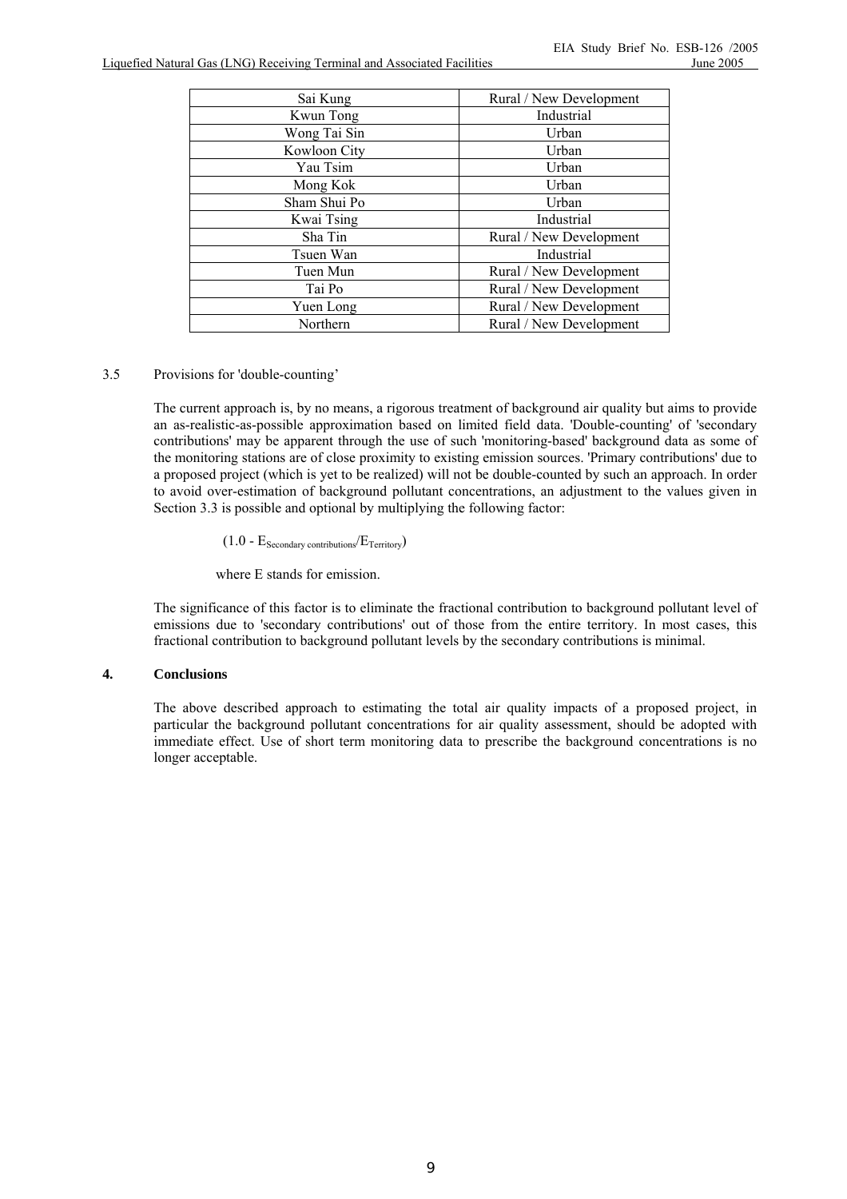| | |
|---|---|
| Sai Kung | Rural / New Development |
| Kwun Tong | Industrial |
| Wong Tai Sin | Urban |
| Kowloon City | Urban |
| Yau Tsim | Urban |
| Mong Kok | Urban |
| Sham Shui Po | Urban |
| Kwai Tsing | Industrial |
| Sha Tin | Rural / New Development |
| Tsuen Wan | Industrial |
| Tuen Mun | Rural / New Development |
| Tai Po | Rural / New Development |
| Yuen Long | Rural / New Development |
| Northern | Rural / New Development |

3.5 Provisions for 'double-counting'

The current approach is, by no means, a rigorous treatment of background air quality but aims to provide an as-realistic-as-possible approximation based on limited field data. 'Double-counting' of 'secondary contributions' may be apparent through the use of such 'monitoring-based' background data as some of the monitoring stations are of close proximity to existing emission sources. 'Primary contributions' due to a proposed project (which is yet to be realized) will not be double-counted by such an approach. In order to avoid over-estimation of background pollutant concentrations, an adjustment to the values given in Section 3.3 is possible and optional by multiplying the following factor:

$$(1.0 - E_{\text{Secondary contributions}}/E_{\text{Territory}})$$

where E stands for emission.

The significance of this factor is to eliminate the fractional contribution to background pollutant level of emissions due to 'secondary contributions' out of those from the entire territory. In most cases, this fractional contribution to background pollutant levels by the secondary contributions is minimal.

## 4. Conclusions

The above described approach to estimating the total air quality impacts of a proposed project, in particular the background pollutant concentrations for air quality assessment, should be adopted with immediate effect. Use of short term monitoring data to prescribe the background concentrations is no longer acceptable.